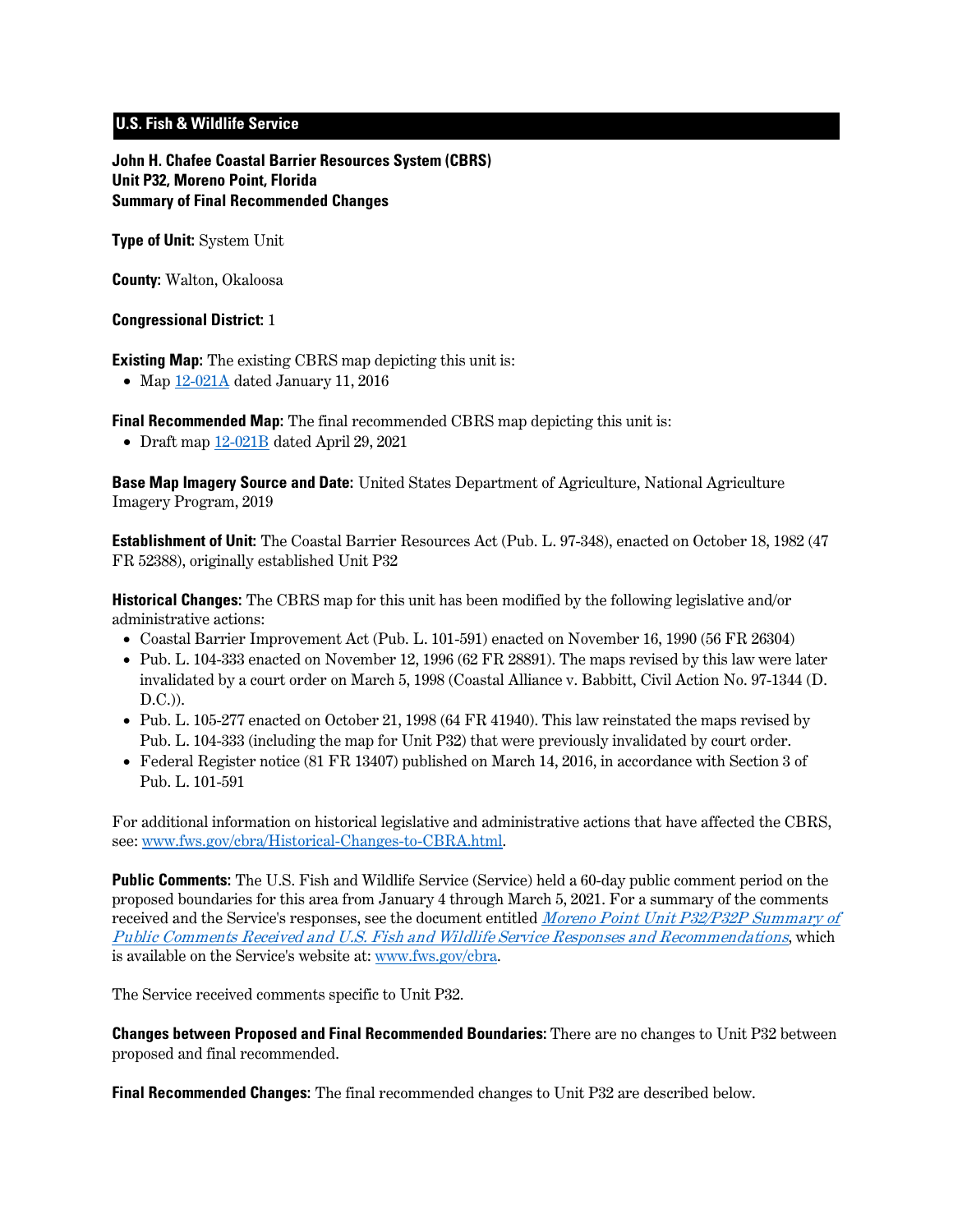**U.S. Fish & Wildlife Service**

**John H. Chafee Coastal Barrier Resources System (CBRS)**
**Unit P32, Moreno Point, Florida**
**Summary of Final Recommended Changes**

**Type of Unit:** System Unit

**County:** Walton, Okaloosa

**Congressional District:** 1

**Existing Map:** The existing CBRS map depicting this unit is:

- Map 12-021A dated January 11, 2016

**Final Recommended Map:** The final recommended CBRS map depicting this unit is:

- Draft map 12-021B dated April 29, 2021

**Base Map Imagery Source and Date:** United States Department of Agriculture, National Agriculture Imagery Program, 2019

**Establishment of Unit:** The Coastal Barrier Resources Act (Pub. L. 97-348), enacted on October 18, 1982 (47 FR 52388), originally established Unit P32

**Historical Changes:** The CBRS map for this unit has been modified by the following legislative and/or administrative actions:

- Coastal Barrier Improvement Act (Pub. L. 101-591) enacted on November 16, 1990 (56 FR 26304)
- Pub. L. 104-333 enacted on November 12, 1996 (62 FR 28891). The maps revised by this law were later invalidated by a court order on March 5, 1998 (Coastal Alliance v. Babbitt, Civil Action No. 97-1344 (D. D.C.)).
- Pub. L. 105-277 enacted on October 21, 1998 (64 FR 41940). This law reinstated the maps revised by Pub. L. 104-333 (including the map for Unit P32) that were previously invalidated by court order.
- Federal Register notice (81 FR 13407) published on March 14, 2016, in accordance with Section 3 of Pub. L. 101-591

For additional information on historical legislative and administrative actions that have affected the CBRS, see: www.fws.gov/cbra/Historical-Changes-to-CBRA.html.

**Public Comments:** The U.S. Fish and Wildlife Service (Service) held a 60-day public comment period on the proposed boundaries for this area from January 4 through March 5, 2021. For a summary of the comments received and the Service's responses, see the document entitled *Moreno Point Unit P32/P32P Summary of Public Comments Received and U.S. Fish and Wildlife Service Responses and Recommendations*, which is available on the Service's website at: www.fws.gov/cbra.

The Service received comments specific to Unit P32.

**Changes between Proposed and Final Recommended Boundaries:** There are no changes to Unit P32 between proposed and final recommended.

**Final Recommended Changes:** The final recommended changes to Unit P32 are described below.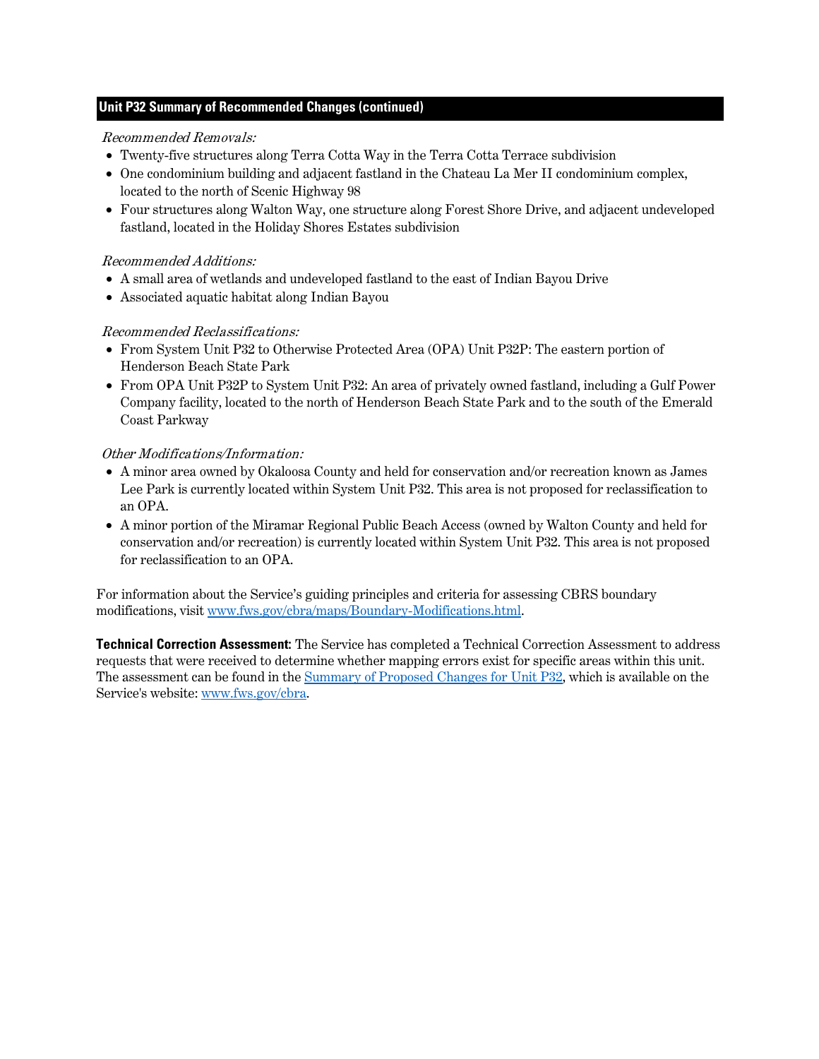## Unit P32 Summary of Recommended Changes (continued)

*Recommended Removals:*

- Twenty-five structures along Terra Cotta Way in the Terra Cotta Terrace subdivision
- One condominium building and adjacent fastland in the Chateau La Mer II condominium complex, located to the north of Scenic Highway 98
- Four structures along Walton Way, one structure along Forest Shore Drive, and adjacent undeveloped fastland, located in the Holiday Shores Estates subdivision

*Recommended Additions:*

- A small area of wetlands and undeveloped fastland to the east of Indian Bayou Drive
- Associated aquatic habitat along Indian Bayou

*Recommended Reclassifications:*

- From System Unit P32 to Otherwise Protected Area (OPA) Unit P32P: The eastern portion of Henderson Beach State Park
- From OPA Unit P32P to System Unit P32: An area of privately owned fastland, including a Gulf Power Company facility, located to the north of Henderson Beach State Park and to the south of the Emerald Coast Parkway

*Other Modifications/Information:*

- A minor area owned by Okaloosa County and held for conservation and/or recreation known as James Lee Park is currently located within System Unit P32. This area is not proposed for reclassification to an OPA.
- A minor portion of the Miramar Regional Public Beach Access (owned by Walton County and held for conservation and/or recreation) is currently located within System Unit P32. This area is not proposed for reclassification to an OPA.

For information about the Service's guiding principles and criteria for assessing CBRS boundary modifications, visit [www.fws.gov/cbra/maps/Boundary-Modifications.html](www.fws.gov/cbra/maps/Boundary-Modifications.html).

**Technical Correction Assessment:** The Service has completed a Technical Correction Assessment to address requests that were received to determine whether mapping errors exist for specific areas within this unit. The assessment can be found in the [Summary of Proposed Changes for Unit P32](), which is available on the Service's website: [www.fws.gov/cbra](www.fws.gov/cbra).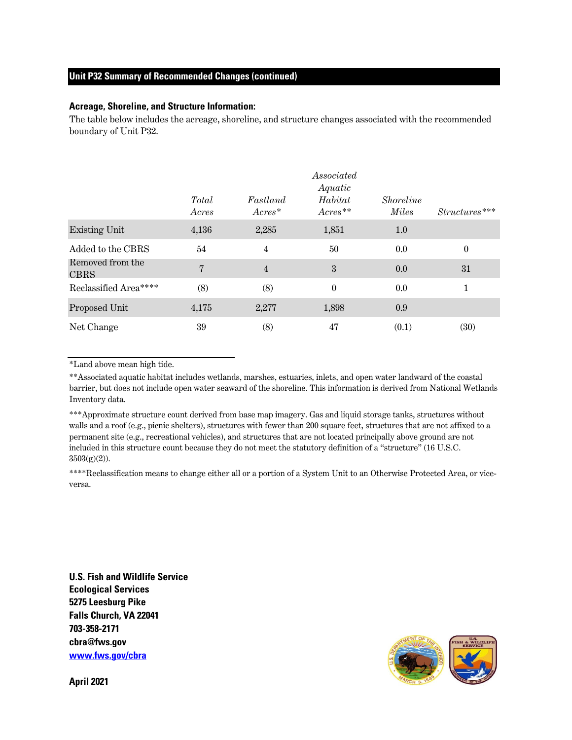## Unit P32 Summary of Recommended Changes (continued)

**Acreage, Shoreline, and Structure Information:**
The table below includes the acreage, shoreline, and structure changes associated with the recommended boundary of Unit P32.

| | *Total Acres* | *Fastland Acres** | *Associated Aquatic Habitat Acres*** | *Shoreline Miles* | *Structures**** |
|---|---|---|---|---|---|
| Existing Unit | 4,136 | 2,285 | 1,851 | 1.0 | |
| Added to the CBRS | 54 | 4 | 50 | 0.0 | 0 |
| Removed from the CBRS | 7 | 4 | 3 | 0.0 | 31 |
| Reclassified Area**** | (8) | (8) | 0 | 0.0 | 1 |
| Proposed Unit | 4,175 | 2,277 | 1,898 | 0.9 | |
| Net Change | 39 | (8) | 47 | (0.1) | (30) |

*Land above mean high tide.

**Associated aquatic habitat includes wetlands, marshes, estuaries, inlets, and open water landward of the coastal barrier, but does not include open water seaward of the shoreline. This information is derived from National Wetlands Inventory data.

***Approximate structure count derived from base map imagery. Gas and liquid storage tanks, structures without walls and a roof (e.g., picnic shelters), structures with fewer than 200 square feet, structures that are not affixed to a permanent site (e.g., recreational vehicles), and structures that are not located principally above ground are not included in this structure count because they do not meet the statutory definition of a "structure" (16 U.S.C. 3503(g)(2)).

****Reclassification means to change either all or a portion of a System Unit to an Otherwise Protected Area, or vice-versa.

**U.S. Fish and Wildlife Service**
**Ecological Services**
**5275 Leesburg Pike**
**Falls Church, VA 22041**
**703-358-2171**
**cbra@fws.gov**
**www.fws.gov/cbra**

**April 2021**